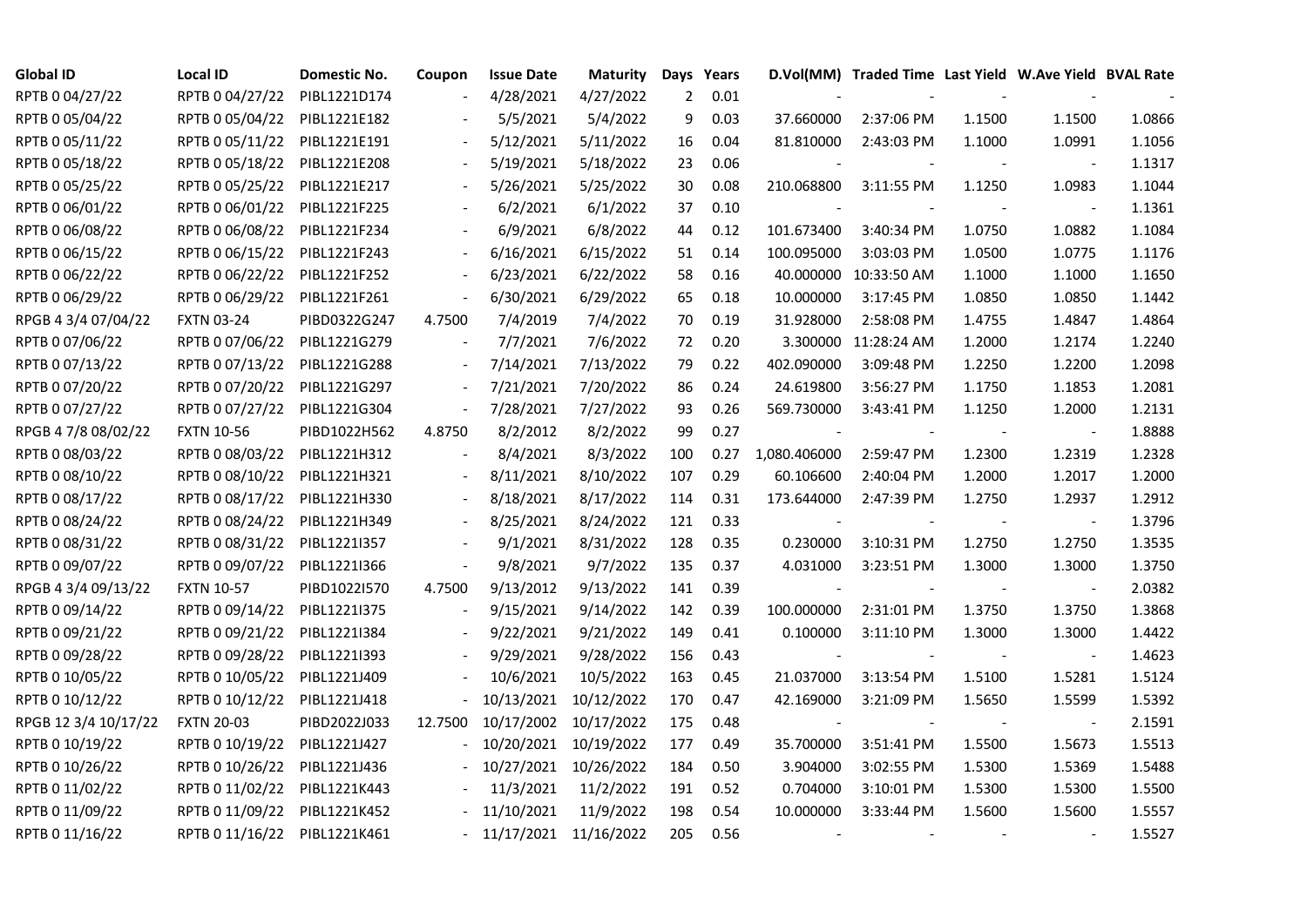| Global ID | Local ID | Domestic No. | Coupon | Issue Date | Maturity | Days | Years | D.Vol(MM) | Traded Time | Last Yield | W.Ave Yield | BVAL Rate |
|---|---|---|---|---|---|---|---|---|---|---|---|---|
| RPTB 0 04/27/22 | RPTB 0 04/27/22 | PIBL1221D174 | - | 4/28/2021 | 4/27/2022 | 2 | 0.01 | - | - | - | - | - |
| RPTB 0 05/04/22 | RPTB 0 05/04/22 | PIBL1221E182 | - | 5/5/2021 | 5/4/2022 | 9 | 0.03 | 37.660000 | 2:37:06 PM | 1.1500 | 1.1500 | 1.0866 |
| RPTB 0 05/11/22 | RPTB 0 05/11/22 | PIBL1221E191 | - | 5/12/2021 | 5/11/2022 | 16 | 0.04 | 81.810000 | 2:43:03 PM | 1.1000 | 1.0991 | 1.1056 |
| RPTB 0 05/18/22 | RPTB 0 05/18/22 | PIBL1221E208 | - | 5/19/2021 | 5/18/2022 | 23 | 0.06 | - | - | - | - | 1.1317 |
| RPTB 0 05/25/22 | RPTB 0 05/25/22 | PIBL1221E217 | - | 5/26/2021 | 5/25/2022 | 30 | 0.08 | 210.068800 | 3:11:55 PM | 1.1250 | 1.0983 | 1.1044 |
| RPTB 0 06/01/22 | RPTB 0 06/01/22 | PIBL1221F225 | - | 6/2/2021 | 6/1/2022 | 37 | 0.10 | - | - | - | - | 1.1361 |
| RPTB 0 06/08/22 | RPTB 0 06/08/22 | PIBL1221F234 | - | 6/9/2021 | 6/8/2022 | 44 | 0.12 | 101.673400 | 3:40:34 PM | 1.0750 | 1.0882 | 1.1084 |
| RPTB 0 06/15/22 | RPTB 0 06/15/22 | PIBL1221F243 | - | 6/16/2021 | 6/15/2022 | 51 | 0.14 | 100.095000 | 3:03:03 PM | 1.0500 | 1.0775 | 1.1176 |
| RPTB 0 06/22/22 | RPTB 0 06/22/22 | PIBL1221F252 | - | 6/23/2021 | 6/22/2022 | 58 | 0.16 | 40.000000 | 10:33:50 AM | 1.1000 | 1.1000 | 1.1650 |
| RPTB 0 06/29/22 | RPTB 0 06/29/22 | PIBL1221F261 | - | 6/30/2021 | 6/29/2022 | 65 | 0.18 | 10.000000 | 3:17:45 PM | 1.0850 | 1.0850 | 1.1442 |
| RPGB 4 3/4 07/04/22 | FXTN 03-24 | PIBD0322G247 | 4.7500 | 7/4/2019 | 7/4/2022 | 70 | 0.19 | 31.928000 | 2:58:08 PM | 1.4755 | 1.4847 | 1.4864 |
| RPTB 0 07/06/22 | RPTB 0 07/06/22 | PIBL1221G279 | - | 7/7/2021 | 7/6/2022 | 72 | 0.20 | 3.300000 | 11:28:24 AM | 1.2000 | 1.2174 | 1.2240 |
| RPTB 0 07/13/22 | RPTB 0 07/13/22 | PIBL1221G288 | - | 7/14/2021 | 7/13/2022 | 79 | 0.22 | 402.090000 | 3:09:48 PM | 1.2250 | 1.2200 | 1.2098 |
| RPTB 0 07/20/22 | RPTB 0 07/20/22 | PIBL1221G297 | - | 7/21/2021 | 7/20/2022 | 86 | 0.24 | 24.619800 | 3:56:27 PM | 1.1750 | 1.1853 | 1.2081 |
| RPTB 0 07/27/22 | RPTB 0 07/27/22 | PIBL1221G304 | - | 7/28/2021 | 7/27/2022 | 93 | 0.26 | 569.730000 | 3:43:41 PM | 1.1250 | 1.2000 | 1.2131 |
| RPGB 4 7/8 08/02/22 | FXTN 10-56 | PIBD1022H562 | 4.8750 | 8/2/2012 | 8/2/2022 | 99 | 0.27 | - | - | - | - | 1.8888 |
| RPTB 0 08/03/22 | RPTB 0 08/03/22 | PIBL1221H312 | - | 8/4/2021 | 8/3/2022 | 100 | 0.27 | 1,080.406000 | 2:59:47 PM | 1.2300 | 1.2319 | 1.2328 |
| RPTB 0 08/10/22 | RPTB 0 08/10/22 | PIBL1221H321 | - | 8/11/2021 | 8/10/2022 | 107 | 0.29 | 60.106600 | 2:40:04 PM | 1.2000 | 1.2017 | 1.2000 |
| RPTB 0 08/17/22 | RPTB 0 08/17/22 | PIBL1221H330 | - | 8/18/2021 | 8/17/2022 | 114 | 0.31 | 173.644000 | 2:47:39 PM | 1.2750 | 1.2937 | 1.2912 |
| RPTB 0 08/24/22 | RPTB 0 08/24/22 | PIBL1221H349 | - | 8/25/2021 | 8/24/2022 | 121 | 0.33 | - | - | - | - | 1.3796 |
| RPTB 0 08/31/22 | RPTB 0 08/31/22 | PIBL1221I357 | - | 9/1/2021 | 8/31/2022 | 128 | 0.35 | 0.230000 | 3:10:31 PM | 1.2750 | 1.2750 | 1.3535 |
| RPTB 0 09/07/22 | RPTB 0 09/07/22 | PIBL1221I366 | - | 9/8/2021 | 9/7/2022 | 135 | 0.37 | 4.031000 | 3:23:51 PM | 1.3000 | 1.3000 | 1.3750 |
| RPGB 4 3/4 09/13/22 | FXTN 10-57 | PIBD1022I570 | 4.7500 | 9/13/2012 | 9/13/2022 | 141 | 0.39 | - | - | - | - | 2.0382 |
| RPTB 0 09/14/22 | RPTB 0 09/14/22 | PIBL1221I375 | - | 9/15/2021 | 9/14/2022 | 142 | 0.39 | 100.000000 | 2:31:01 PM | 1.3750 | 1.3750 | 1.3868 |
| RPTB 0 09/21/22 | RPTB 0 09/21/22 | PIBL1221I384 | - | 9/22/2021 | 9/21/2022 | 149 | 0.41 | 0.100000 | 3:11:10 PM | 1.3000 | 1.3000 | 1.4422 |
| RPTB 0 09/28/22 | RPTB 0 09/28/22 | PIBL1221I393 | - | 9/29/2021 | 9/28/2022 | 156 | 0.43 | - | - | - | - | 1.4623 |
| RPTB 0 10/05/22 | RPTB 0 10/05/22 | PIBL1221J409 | - | 10/6/2021 | 10/5/2022 | 163 | 0.45 | 21.037000 | 3:13:54 PM | 1.5100 | 1.5281 | 1.5124 |
| RPTB 0 10/12/22 | RPTB 0 10/12/22 | PIBL1221J418 | - | 10/13/2021 | 10/12/2022 | 170 | 0.47 | 42.169000 | 3:21:09 PM | 1.5650 | 1.5599 | 1.5392 |
| RPGB 12 3/4 10/17/22 | FXTN 20-03 | PIBD2022J033 | 12.7500 | 10/17/2002 | 10/17/2022 | 175 | 0.48 | - | - | - | - | 2.1591 |
| RPTB 0 10/19/22 | RPTB 0 10/19/22 | PIBL1221J427 | - | 10/20/2021 | 10/19/2022 | 177 | 0.49 | 35.700000 | 3:51:41 PM | 1.5500 | 1.5673 | 1.5513 |
| RPTB 0 10/26/22 | RPTB 0 10/26/22 | PIBL1221J436 | - | 10/27/2021 | 10/26/2022 | 184 | 0.50 | 3.904000 | 3:02:55 PM | 1.5300 | 1.5369 | 1.5488 |
| RPTB 0 11/02/22 | RPTB 0 11/02/22 | PIBL1221K443 | - | 11/3/2021 | 11/2/2022 | 191 | 0.52 | 0.704000 | 3:10:01 PM | 1.5300 | 1.5300 | 1.5500 |
| RPTB 0 11/09/22 | RPTB 0 11/09/22 | PIBL1221K452 | - | 11/10/2021 | 11/9/2022 | 198 | 0.54 | 10.000000 | 3:33:44 PM | 1.5600 | 1.5600 | 1.5557 |
| RPTB 0 11/16/22 | RPTB 0 11/16/22 | PIBL1221K461 | - | 11/17/2021 | 11/16/2022 | 205 | 0.56 | - | - | - | - | 1.5527 |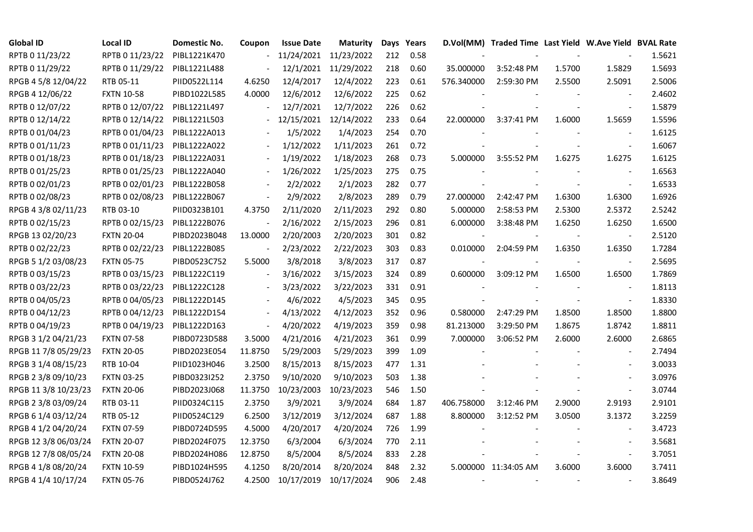| Global ID | Local ID | Domestic No. | Coupon | Issue Date | Maturity | Days | Years | D.Vol(MM) | Traded Time | Last Yield | W.Ave Yield | BVAL Rate |
|---|---|---|---|---|---|---|---|---|---|---|---|---|
| RPTB 0 11/23/22 | RPTB 0 11/23/22 | PIBL1221K470 | - | 11/24/2021 | 11/23/2022 | 212 | 0.58 | - | - | - | - | 1.5621 |
| RPTB 0 11/29/22 | RPTB 0 11/29/22 | PIBL1221L488 | - | 12/1/2021 | 11/29/2022 | 218 | 0.60 | 35.000000 | 3:52:48 PM | 1.5700 | 1.5829 | 1.5693 |
| RPGB 4 5/8 12/04/22 | RTB 05-11 | PIID0522L114 | 4.6250 | 12/4/2017 | 12/4/2022 | 223 | 0.61 | 576.340000 | 2:59:30 PM | 2.5500 | 2.5091 | 2.5006 |
| RPGB 4 12/06/22 | FXTN 10-58 | PIBD1022L585 | 4.0000 | 12/6/2012 | 12/6/2022 | 225 | 0.62 | - | - | - | - | 2.4602 |
| RPTB 0 12/07/22 | RPTB 0 12/07/22 | PIBL1221L497 | - | 12/7/2021 | 12/7/2022 | 226 | 0.62 | - | - | - | - | 1.5879 |
| RPTB 0 12/14/22 | RPTB 0 12/14/22 | PIBL1221L503 | - | 12/15/2021 | 12/14/2022 | 233 | 0.64 | 22.000000 | 3:37:41 PM | 1.6000 | 1.5659 | 1.5596 |
| RPTB 0 01/04/23 | RPTB 0 01/04/23 | PIBL1222A013 | - | 1/5/2022 | 1/4/2023 | 254 | 0.70 | - | - | - | - | 1.6125 |
| RPTB 0 01/11/23 | RPTB 0 01/11/23 | PIBL1222A022 | - | 1/12/2022 | 1/11/2023 | 261 | 0.72 | - | - | - | - | 1.6067 |
| RPTB 0 01/18/23 | RPTB 0 01/18/23 | PIBL1222A031 | - | 1/19/2022 | 1/18/2023 | 268 | 0.73 | 5.000000 | 3:55:52 PM | 1.6275 | 1.6275 | 1.6125 |
| RPTB 0 01/25/23 | RPTB 0 01/25/23 | PIBL1222A040 | - | 1/26/2022 | 1/25/2023 | 275 | 0.75 | - | - | - | - | 1.6563 |
| RPTB 0 02/01/23 | RPTB 0 02/01/23 | PIBL1222B058 | - | 2/2/2022 | 2/1/2023 | 282 | 0.77 | - | - | - | - | 1.6533 |
| RPTB 0 02/08/23 | RPTB 0 02/08/23 | PIBL1222B067 | - | 2/9/2022 | 2/8/2023 | 289 | 0.79 | 27.000000 | 2:42:47 PM | 1.6300 | 1.6300 | 1.6926 |
| RPGB 4 3/8 02/11/23 | RTB 03-10 | PIID0323B101 | 4.3750 | 2/11/2020 | 2/11/2023 | 292 | 0.80 | 5.000000 | 2:58:53 PM | 2.5300 | 2.5372 | 2.5242 |
| RPTB 0 02/15/23 | RPTB 0 02/15/23 | PIBL1222B076 | - | 2/16/2022 | 2/15/2023 | 296 | 0.81 | 6.000000 | 3:38:48 PM | 1.6250 | 1.6250 | 1.6500 |
| RPGB 13 02/20/23 | FXTN 20-04 | PIBD2023B048 | 13.0000 | 2/20/2003 | 2/20/2023 | 301 | 0.82 | - | - | - | - | 2.5120 |
| RPTB 0 02/22/23 | RPTB 0 02/22/23 | PIBL1222B085 | - | 2/23/2022 | 2/22/2023 | 303 | 0.83 | 0.010000 | 2:04:59 PM | 1.6350 | 1.6350 | 1.7284 |
| RPGB 5 1/2 03/08/23 | FXTN 05-75 | PIBD0523C752 | 5.5000 | 3/8/2018 | 3/8/2023 | 317 | 0.87 | - | - | - | - | 2.5695 |
| RPTB 0 03/15/23 | RPTB 0 03/15/23 | PIBL1222C119 | - | 3/16/2022 | 3/15/2023 | 324 | 0.89 | 0.600000 | 3:09:12 PM | 1.6500 | 1.6500 | 1.7869 |
| RPTB 0 03/22/23 | RPTB 0 03/22/23 | PIBL1222C128 | - | 3/23/2022 | 3/22/2023 | 331 | 0.91 | - | - | - | - | 1.8113 |
| RPTB 0 04/05/23 | RPTB 0 04/05/23 | PIBL1222D145 | - | 4/6/2022 | 4/5/2023 | 345 | 0.95 | - | - | - | - | 1.8330 |
| RPTB 0 04/12/23 | RPTB 0 04/12/23 | PIBL1222D154 | - | 4/13/2022 | 4/12/2023 | 352 | 0.96 | 0.580000 | 2:47:29 PM | 1.8500 | 1.8500 | 1.8800 |
| RPTB 0 04/19/23 | RPTB 0 04/19/23 | PIBL1222D163 | - | 4/20/2022 | 4/19/2023 | 359 | 0.98 | 81.213000 | 3:29:50 PM | 1.8675 | 1.8742 | 1.8811 |
| RPGB 3 1/2 04/21/23 | FXTN 07-58 | PIBD0723D588 | 3.5000 | 4/21/2016 | 4/21/2023 | 361 | 0.99 | 7.000000 | 3:06:52 PM | 2.6000 | 2.6000 | 2.6865 |
| RPGB 11 7/8 05/29/23 | FXTN 20-05 | PIBD2023E054 | 11.8750 | 5/29/2003 | 5/29/2023 | 399 | 1.09 | - | - | - | - | 2.7494 |
| RPGB 3 1/4 08/15/23 | RTB 10-04 | PIID1023H046 | 3.2500 | 8/15/2013 | 8/15/2023 | 477 | 1.31 | - | - | - | - | 3.0033 |
| RPGB 2 3/8 09/10/23 | FXTN 03-25 | PIBD0323I252 | 2.3750 | 9/10/2020 | 9/10/2023 | 503 | 1.38 | - | - | - | - | 3.0976 |
| RPGB 11 3/8 10/23/23 | FXTN 20-06 | PIBD2023J068 | 11.3750 | 10/23/2003 | 10/23/2023 | 546 | 1.50 | - | - | - | - | 3.0744 |
| RPGB 2 3/8 03/09/24 | RTB 03-11 | PIID0324C115 | 2.3750 | 3/9/2021 | 3/9/2024 | 684 | 1.87 | 406.758000 | 3:12:46 PM | 2.9000 | 2.9193 | 2.9101 |
| RPGB 6 1/4 03/12/24 | RTB 05-12 | PIID0524C129 | 6.2500 | 3/12/2019 | 3/12/2024 | 687 | 1.88 | 8.800000 | 3:12:52 PM | 3.0500 | 3.1372 | 3.2259 |
| RPGB 4 1/2 04/20/24 | FXTN 07-59 | PIBD0724D595 | 4.5000 | 4/20/2017 | 4/20/2024 | 726 | 1.99 | - | - | - | - | 3.4723 |
| RPGB 12 3/8 06/03/24 | FXTN 20-07 | PIBD2024F075 | 12.3750 | 6/3/2004 | 6/3/2024 | 770 | 2.11 | - | - | - | - | 3.5681 |
| RPGB 12 7/8 08/05/24 | FXTN 20-08 | PIBD2024H086 | 12.8750 | 8/5/2004 | 8/5/2024 | 833 | 2.28 | - | - | - | - | 3.7051 |
| RPGB 4 1/8 08/20/24 | FXTN 10-59 | PIBD1024H595 | 4.1250 | 8/20/2014 | 8/20/2024 | 848 | 2.32 | 5.000000 | 11:34:05 AM | 3.6000 | 3.6000 | 3.7411 |
| RPGB 4 1/4 10/17/24 | FXTN 05-76 | PIBD0524J762 | 4.2500 | 10/17/2019 | 10/17/2024 | 906 | 2.48 | - | - | - | - | 3.8649 |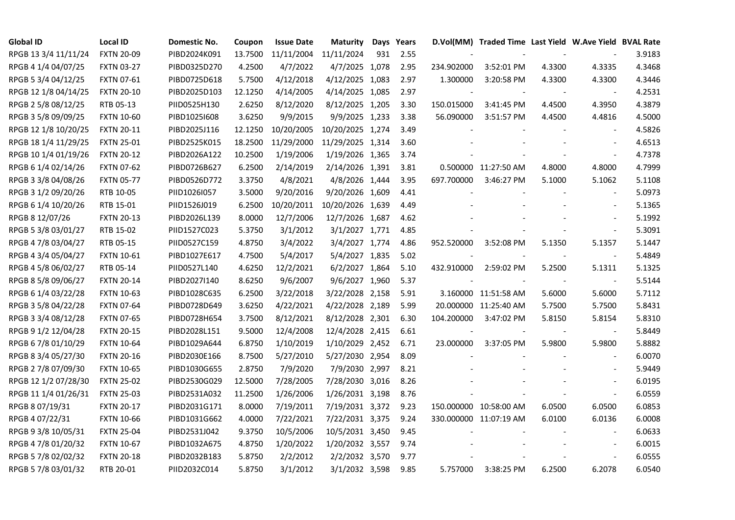| Global ID | Local ID | Domestic No. | Coupon | Issue Date | Maturity | Days | Years | D.Vol(MM) | Traded Time | Last Yield | W.Ave Yield | BVAL Rate |
|---|---|---|---|---|---|---|---|---|---|---|---|---|
| RPGB 13 3/4 11/11/24 | FXTN 20-09 | PIBD2024K091 | 13.7500 | 11/11/2004 | 11/11/2024 | 931 | 2.55 | - | - | - | - | 3.9183 |
| RPGB 4 1/4 04/07/25 | FXTN 03-27 | PIBD0325D270 | 4.2500 | 4/7/2022 | 4/7/2025 | 1,078 | 2.95 | 234.902000 | 3:52:01 PM | 4.3300 | 4.3335 | 4.3468 |
| RPGB 5 3/4 04/12/25 | FXTN 07-61 | PIBD0725D618 | 5.7500 | 4/12/2018 | 4/12/2025 | 1,083 | 2.97 | 1.300000 | 3:20:58 PM | 4.3300 | 4.3300 | 4.3446 |
| RPGB 12 1/8 04/14/25 | FXTN 20-10 | PIBD2025D103 | 12.1250 | 4/14/2005 | 4/14/2025 | 1,085 | 2.97 | - | - | - | - | 4.2531 |
| RPGB 2 5/8 08/12/25 | RTB 05-13 | PIID0525H130 | 2.6250 | 8/12/2020 | 8/12/2025 | 1,205 | 3.30 | 150.015000 | 3:41:45 PM | 4.4500 | 4.3950 | 4.3879 |
| RPGB 3 5/8 09/09/25 | FXTN 10-60 | PIBD1025I608 | 3.6250 | 9/9/2015 | 9/9/2025 | 1,233 | 3.38 | 56.090000 | 3:51:57 PM | 4.4500 | 4.4816 | 4.5000 |
| RPGB 12 1/8 10/20/25 | FXTN 20-11 | PIBD2025J116 | 12.1250 | 10/20/2005 | 10/20/2025 | 1,274 | 3.49 | - | - | - | - | 4.5826 |
| RPGB 18 1/4 11/29/25 | FXTN 25-01 | PIBD2525K015 | 18.2500 | 11/29/2000 | 11/29/2025 | 1,314 | 3.60 | - | - | - | - | 4.6513 |
| RPGB 10 1/4 01/19/26 | FXTN 20-12 | PIBD2026A122 | 10.2500 | 1/19/2006 | 1/19/2026 | 1,365 | 3.74 | - | - | - | - | 4.7378 |
| RPGB 6 1/4 02/14/26 | FXTN 07-62 | PIBD0726B627 | 6.2500 | 2/14/2019 | 2/14/2026 | 1,391 | 3.81 | 0.500000 | 11:27:50 AM | 4.8000 | 4.8000 | 4.7999 |
| RPGB 3 3/8 04/08/26 | FXTN 05-77 | PIBD0526D772 | 3.3750 | 4/8/2021 | 4/8/2026 | 1,444 | 3.95 | 697.700000 | 3:46:27 PM | 5.1000 | 5.1062 | 5.1108 |
| RPGB 3 1/2 09/20/26 | RTB 10-05 | PIID1026I057 | 3.5000 | 9/20/2016 | 9/20/2026 | 1,609 | 4.41 | - | - | - | - | 5.0973 |
| RPGB 6 1/4 10/20/26 | RTB 15-01 | PIID1526J019 | 6.2500 | 10/20/2011 | 10/20/2026 | 1,639 | 4.49 | - | - | - | - | 5.1365 |
| RPGB 8 12/07/26 | FXTN 20-13 | PIBD2026L139 | 8.0000 | 12/7/2006 | 12/7/2026 | 1,687 | 4.62 | - | - | - | - | 5.1992 |
| RPGB 5 3/8 03/01/27 | RTB 15-02 | PIID1527C023 | 5.3750 | 3/1/2012 | 3/1/2027 | 1,771 | 4.85 | - | - | - | - | 5.3091 |
| RPGB 4 7/8 03/04/27 | RTB 05-15 | PIID0527C159 | 4.8750 | 3/4/2022 | 3/4/2027 | 1,774 | 4.86 | 952.520000 | 3:52:08 PM | 5.1350 | 5.1357 | 5.1447 |
| RPGB 4 3/4 05/04/27 | FXTN 10-61 | PIBD1027E617 | 4.7500 | 5/4/2017 | 5/4/2027 | 1,835 | 5.02 | - | - | - | - | 5.4849 |
| RPGB 4 5/8 06/02/27 | RTB 05-14 | PIID0527L140 | 4.6250 | 12/2/2021 | 6/2/2027 | 1,864 | 5.10 | 432.910000 | 2:59:02 PM | 5.2500 | 5.1311 | 5.1325 |
| RPGB 8 5/8 09/06/27 | FXTN 20-14 | PIBD2027I140 | 8.6250 | 9/6/2007 | 9/6/2027 | 1,960 | 5.37 | - | - | - | - | 5.5144 |
| RPGB 6 1/4 03/22/28 | FXTN 10-63 | PIBD1028C635 | 6.2500 | 3/22/2018 | 3/22/2028 | 2,158 | 5.91 | 3.160000 | 11:51:58 AM | 5.6000 | 5.6000 | 5.7112 |
| RPGB 3 5/8 04/22/28 | FXTN 07-64 | PIBD0728D649 | 3.6250 | 4/22/2021 | 4/22/2028 | 2,189 | 5.99 | 20.000000 | 11:25:40 AM | 5.7500 | 5.7500 | 5.8431 |
| RPGB 3 3/4 08/12/28 | FXTN 07-65 | PIBD0728H654 | 3.7500 | 8/12/2021 | 8/12/2028 | 2,301 | 6.30 | 104.200000 | 3:47:02 PM | 5.8150 | 5.8154 | 5.8310 |
| RPGB 9 1/2 12/04/28 | FXTN 20-15 | PIBD2028L151 | 9.5000 | 12/4/2008 | 12/4/2028 | 2,415 | 6.61 | - | - | - | - | 5.8449 |
| RPGB 6 7/8 01/10/29 | FXTN 10-64 | PIBD1029A644 | 6.8750 | 1/10/2019 | 1/10/2029 | 2,452 | 6.71 | 23.000000 | 3:37:05 PM | 5.9800 | 5.9800 | 5.8882 |
| RPGB 8 3/4 05/27/30 | FXTN 20-16 | PIBD2030E166 | 8.7500 | 5/27/2010 | 5/27/2030 | 2,954 | 8.09 | - | - | - | - | 6.0070 |
| RPGB 2 7/8 07/09/30 | FXTN 10-65 | PIBD1030G655 | 2.8750 | 7/9/2020 | 7/9/2030 | 2,997 | 8.21 | - | - | - | - | 5.9449 |
| RPGB 12 1/2 07/28/30 | FXTN 25-02 | PIBD2530G029 | 12.5000 | 7/28/2005 | 7/28/2030 | 3,016 | 8.26 | - | - | - | - | 6.0195 |
| RPGB 11 1/4 01/26/31 | FXTN 25-03 | PIBD2531A032 | 11.2500 | 1/26/2006 | 1/26/2031 | 3,198 | 8.76 | - | - | - | - | 6.0559 |
| RPGB 8 07/19/31 | FXTN 20-17 | PIBD2031G171 | 8.0000 | 7/19/2011 | 7/19/2031 | 3,372 | 9.23 | 150.000000 | 10:58:00 AM | 6.0500 | 6.0500 | 6.0853 |
| RPGB 4 07/22/31 | FXTN 10-66 | PIBD1031G662 | 4.0000 | 7/22/2021 | 7/22/2031 | 3,375 | 9.24 | 330.000000 | 11:07:19 AM | 6.0100 | 6.0136 | 6.0008 |
| RPGB 9 3/8 10/05/31 | FXTN 25-04 | PIBD2531J042 | 9.3750 | 10/5/2006 | 10/5/2031 | 3,450 | 9.45 | - | - | - | - | 6.0633 |
| RPGB 4 7/8 01/20/32 | FXTN 10-67 | PIBD1032A675 | 4.8750 | 1/20/2022 | 1/20/2032 | 3,557 | 9.74 | - | - | - | - | 6.0015 |
| RPGB 5 7/8 02/02/32 | FXTN 20-18 | PIBD2032B183 | 5.8750 | 2/2/2012 | 2/2/2032 | 3,570 | 9.77 | - | - | - | - | 6.0555 |
| RPGB 5 7/8 03/01/32 | RTB 20-01 | PIID2032C014 | 5.8750 | 3/1/2012 | 3/1/2032 | 3,598 | 9.85 | 5.757000 | 3:38:25 PM | 6.2500 | 6.2078 | 6.0540 |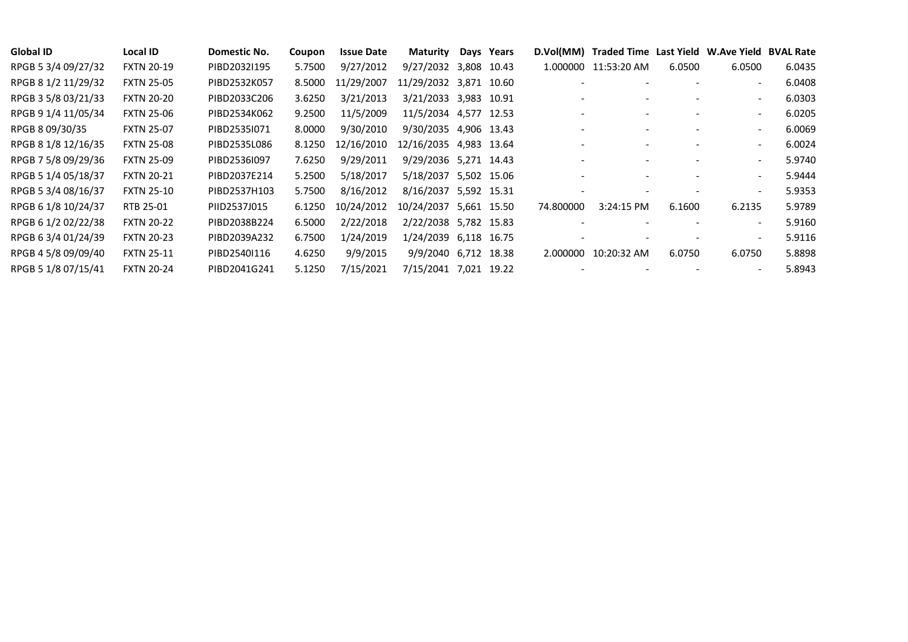| Global ID | Local ID | Domestic No. | Coupon | Issue Date | Maturity | Days | Years | D.Vol(MM) | Traded Time | Last Yield | W.Ave Yield | BVAL Rate |
|---|---|---|---|---|---|---|---|---|---|---|---|---|
| RPGB 5 3/4 09/27/32 | FXTN 20-19 | PIBD2032I195 | 5.7500 | 9/27/2012 | 9/27/2032 | 3,808 | 10.43 | 1.000000 | 11:53:20 AM | 6.0500 | 6.0500 | 6.0435 |
| RPGB 8 1/2 11/29/32 | FXTN 25-05 | PIBD2532K057 | 8.5000 | 11/29/2007 | 11/29/2032 | 3,871 | 10.60 | - | - | - | - | 6.0408 |
| RPGB 3 5/8 03/21/33 | FXTN 20-20 | PIBD2033C206 | 3.6250 | 3/21/2013 | 3/21/2033 | 3,983 | 10.91 | - | - | - | - | 6.0303 |
| RPGB 9 1/4 11/05/34 | FXTN 25-06 | PIBD2534K062 | 9.2500 | 11/5/2009 | 11/5/2034 | 4,577 | 12.53 | - | - | - | - | 6.0205 |
| RPGB 8 09/30/35 | FXTN 25-07 | PIBD2535I071 | 8.0000 | 9/30/2010 | 9/30/2035 | 4,906 | 13.43 | - | - | - | - | 6.0069 |
| RPGB 8 1/8 12/16/35 | FXTN 25-08 | PIBD2535L086 | 8.1250 | 12/16/2010 | 12/16/2035 | 4,983 | 13.64 | - | - | - | - | 6.0024 |
| RPGB 7 5/8 09/29/36 | FXTN 25-09 | PIBD2536I097 | 7.6250 | 9/29/2011 | 9/29/2036 | 5,271 | 14.43 | - | - | - | - | 5.9740 |
| RPGB 5 1/4 05/18/37 | FXTN 20-21 | PIBD2037E214 | 5.2500 | 5/18/2017 | 5/18/2037 | 5,502 | 15.06 | - | - | - | - | 5.9444 |
| RPGB 5 3/4 08/16/37 | FXTN 25-10 | PIBD2537H103 | 5.7500 | 8/16/2012 | 8/16/2037 | 5,592 | 15.31 | - | - | - | - | 5.9353 |
| RPGB 6 1/8 10/24/37 | RTB 25-01 | PIID2537J015 | 6.1250 | 10/24/2012 | 10/24/2037 | 5,661 | 15.50 | 74.800000 | 3:24:15 PM | 6.1600 | 6.2135 | 5.9789 |
| RPGB 6 1/2 02/22/38 | FXTN 20-22 | PIBD2038B224 | 6.5000 | 2/22/2018 | 2/22/2038 | 5,782 | 15.83 | - | - | - | - | 5.9160 |
| RPGB 6 3/4 01/24/39 | FXTN 20-23 | PIBD2039A232 | 6.7500 | 1/24/2019 | 1/24/2039 | 6,118 | 16.75 | - | - | - | - | 5.9116 |
| RPGB 4 5/8 09/09/40 | FXTN 25-11 | PIBD2540I116 | 4.6250 | 9/9/2015 | 9/9/2040 | 6,712 | 18.38 | 2.000000 | 10:20:32 AM | 6.0750 | 6.0750 | 5.8898 |
| RPGB 5 1/8 07/15/41 | FXTN 20-24 | PIBD2041G241 | 5.1250 | 7/15/2021 | 7/15/2041 | 7,021 | 19.22 | - | - | - | - | 5.8943 |